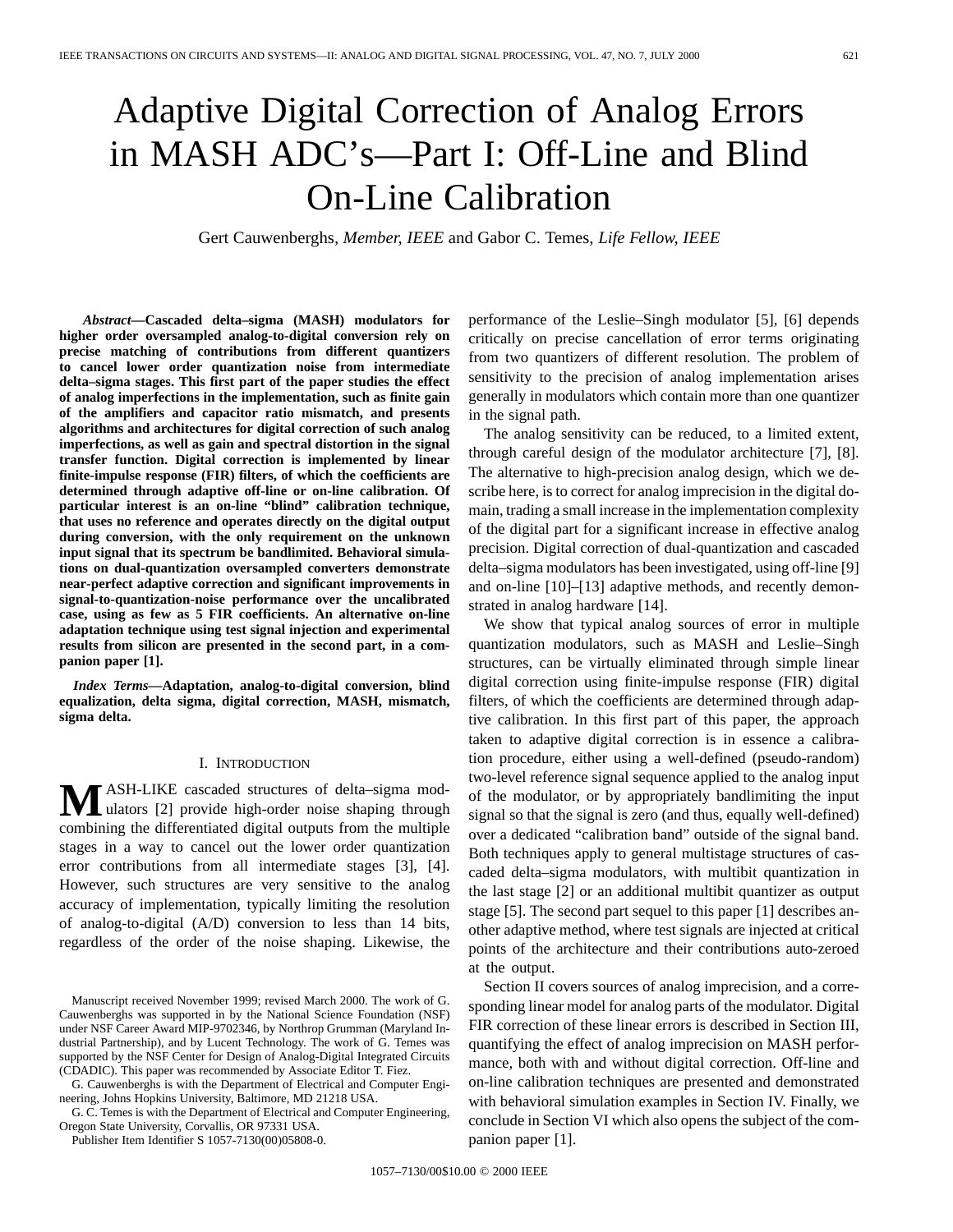# Adaptive Digital Correction of Analog Errors in MASH ADC's—Part I: Off-Line and Blind On-Line Calibration

Gert Cauwenberghs, *Member, IEEE* and Gabor C. Temes, *Life Fellow, IEEE*

***Abstract*—Cascaded delta–sigma (MASH) modulators for higher order oversampled analog-to-digital conversion rely on precise matching of contributions from different quantizers to cancel lower order quantization noise from intermediate delta–sigma stages. This first part of the paper studies the effect of analog imperfections in the implementation, such as finite gain of the amplifiers and capacitor ratio mismatch, and presents algorithms and architectures for digital correction of such analog imperfections, as well as gain and spectral distortion in the signal transfer function. Digital correction is implemented by linear finite-impulse response (FIR) filters, of which the coefficients are determined through adaptive off-line or on-line calibration. Of particular interest is an on-line "blind" calibration technique, that uses no reference and operates directly on the digital output during conversion, with the only requirement on the unknown input signal that its spectrum be bandlimited. Behavioral simulations on dual-quantization oversampled converters demonstrate near-perfect adaptive correction and significant improvements in signal-to-quantization-noise performance over the uncalibrated case, using as few as 5 FIR coefficients. An alternative on-line adaptation technique using test signal injection and experimental results from silicon are presented in the second part, in a companion paper [1].**

***Index Terms*—Adaptation, analog-to-digital conversion, blind equalization, delta sigma, digital correction, MASH, mismatch, sigma delta.**

## I. Introduction

MASH-LIKE cascaded structures of delta–sigma modulators [2] provide high-order noise shaping through combining the differentiated digital outputs from the multiple stages in a way to cancel out the lower order quantization error contributions from all intermediate stages [3], [4]. However, such structures are very sensitive to the analog accuracy of implementation, typically limiting the resolution of analog-to-digital (A/D) conversion to less than 14 bits, regardless of the order of the noise shaping. Likewise, the performance of the Leslie–Singh modulator [5], [6] depends critically on precise cancellation of error terms originating from two quantizers of different resolution. The problem of sensitivity to the precision of analog implementation arises generally in modulators which contain more than one quantizer in the signal path.

The analog sensitivity can be reduced, to a limited extent, through careful design of the modulator architecture [7], [8]. The alternative to high-precision analog design, which we describe here, is to correct for analog imprecision in the digital domain, trading a small increase in the implementation complexity of the digital part for a significant increase in effective analog precision. Digital correction of dual-quantization and cascaded delta–sigma modulators has been investigated, using off-line [9] and on-line [10]–[13] adaptive methods, and recently demonstrated in analog hardware [14].

We show that typical analog sources of error in multiple quantization modulators, such as MASH and Leslie–Singh structures, can be virtually eliminated through simple linear digital correction using finite-impulse response (FIR) digital filters, of which the coefficients are determined through adaptive calibration. In this first part of this paper, the approach taken to adaptive digital correction is in essence a calibration procedure, either using a well-defined (pseudo-random) two-level reference signal sequence applied to the analog input of the modulator, or by appropriately bandlimiting the input signal so that the signal is zero (and thus, equally well-defined) over a dedicated "calibration band" outside of the signal band. Both techniques apply to general multistage structures of cascaded delta–sigma modulators, with multibit quantization in the last stage [2] or an additional multibit quantizer as output stage [5]. The second part sequel to this paper [1] describes another adaptive method, where test signals are injected at critical points of the architecture and their contributions auto-zeroed at the output.

Section II covers sources of analog imprecision, and a corresponding linear model for analog parts of the modulator. Digital FIR correction of these linear errors is described in Section III, quantifying the effect of analog imprecision on MASH performance, both with and without digital correction. Off-line and on-line calibration techniques are presented and demonstrated with behavioral simulation examples in Section IV. Finally, we conclude in Section VI which also opens the subject of the companion paper [1].

Manuscript received November 1999; revised March 2000. The work of G. Cauwenberghs was supported in by the National Science Foundation (NSF) under NSF Career Award MIP-9702346, by Northrop Grumman (Maryland Industrial Partnership), and by Lucent Technology. The work of G. Temes was supported by the NSF Center for Design of Analog-Digital Integrated Circuits (CDADIC). This paper was recommended by Associate Editor T. Fiez.

G. Cauwenberghs is with the Department of Electrical and Computer Engineering, Johns Hopkins University, Baltimore, MD 21218 USA.

G. C. Temes is with the Department of Electrical and Computer Engineering, Oregon State University, Corvallis, OR 97331 USA.

Publisher Item Identifier S 1057-7130(00)05808-0.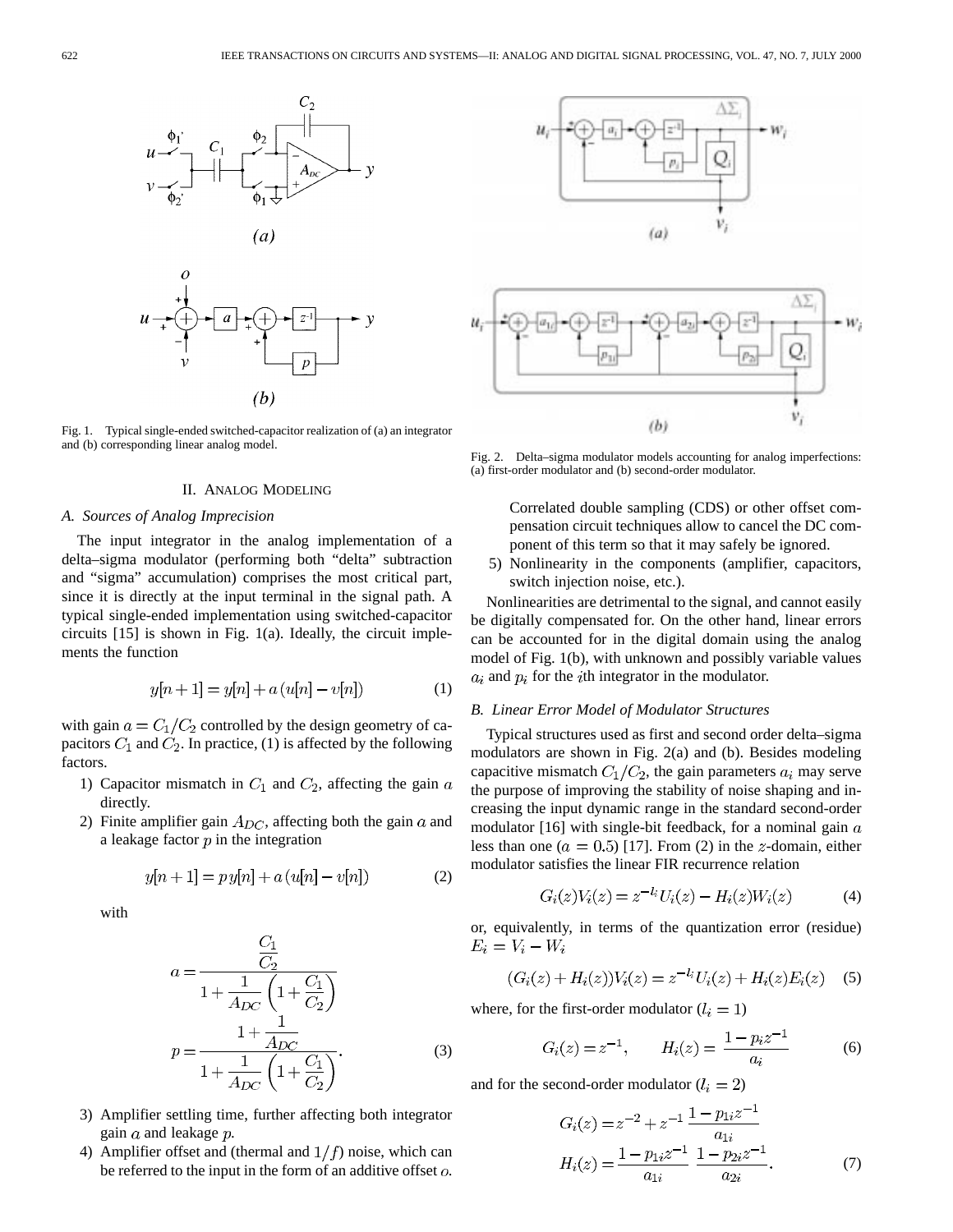Fig. 1. Typical single-ended switched-capacitor realization of (a) an integrator and (b) corresponding linear analog model.

Fig. 2. Delta–sigma modulator models accounting for analog imperfections: (a) first-order modulator and (b) second-order modulator.

## II. Analog Modeling

### A. Sources of Analog Imprecision

The input integrator in the analog implementation of a delta–sigma modulator (performing both "delta" subtraction and "sigma" accumulation) comprises the most critical part, since it is directly at the input terminal in the signal path. A typical single-ended implementation using switched-capacitor circuits [15] is shown in Fig. 1(a). Ideally, the circuit implements the function

$$y[n+1] = y[n] + a\,(u[n] - v[n]) \tag{1}$$

with gain $a = C_1/C_2$ controlled by the design geometry of capacitors $C_1$ and $C_2$. In practice, (1) is affected by the following factors.

1) Capacitor mismatch in $C_1$ and $C_2$, affecting the gain $a$ directly.
2) Finite amplifier gain $A_{DC}$, affecting both the gain $a$ and a leakage factor $p$ in the integration

$$y[n+1] = p\,y[n] + a\,(u[n] - v[n]) \tag{2}$$

with

$$a = \frac{\dfrac{C_1}{C_2}}{1 + \dfrac{1}{A_{DC}}\left(1 + \dfrac{C_1}{C_2}\right)}$$
$$p = \frac{1 + \dfrac{1}{A_{DC}}}{1 + \dfrac{1}{A_{DC}}\left(1 + \dfrac{C_1}{C_2}\right)}. \tag{3}$$

3) Amplifier settling time, further affecting both integrator gain $a$ and leakage $p$.
4) Amplifier offset and (thermal and $1/f$) noise, which can be referred to the input in the form of an additive offset $o$. Correlated double sampling (CDS) or other offset compensation circuit techniques allow to cancel the DC component of this term so that it may safely be ignored.
5) Nonlinearity in the components (amplifier, capacitors, switch injection noise, etc.).

Nonlinearities are detrimental to the signal, and cannot easily be digitally compensated for. On the other hand, linear errors can be accounted for in the digital domain using the analog model of Fig. 1(b), with unknown and possibly variable values $a_i$ and $p_i$ for the $i$th integrator in the modulator.

### B. Linear Error Model of Modulator Structures

Typical structures used as first and second order delta–sigma modulators are shown in Fig. 2(a) and (b). Besides modeling capacitive mismatch $C_1/C_2$, the gain parameters $a_i$ may serve the purpose of improving the stability of noise shaping and increasing the input dynamic range in the standard second-order modulator [16] with single-bit feedback, for a nominal gain $a$ less than one ($a = 0.5$) [17]. From (2) in the $z$-domain, either modulator satisfies the linear FIR recurrence relation

$$G_i(z)V_i(z) = z^{-l_i}U_i(z) - H_i(z)W_i(z) \tag{4}$$

or, equivalently, in terms of the quantization error (residue) $E_i = V_i - W_i$

$$(G_i(z) + H_i(z))V_i(z) = z^{-l_i}U_i(z) + H_i(z)E_i(z) \tag{5}$$

where, for the first-order modulator ($l_i = 1$)

$$G_i(z) = z^{-1}, \qquad H_i(z) = \frac{1 - p_i z^{-1}}{a_i} \tag{6}$$

and for the second-order modulator ($l_i = 2$)

$$G_i(z) = z^{-2} + z^{-1}\,\frac{1 - p_{1i}z^{-1}}{a_{1i}}$$
$$H_i(z) = \frac{1 - p_{1i}z^{-1}}{a_{1i}}\;\frac{1 - p_{2i}z^{-1}}{a_{2i}}. \tag{7}$$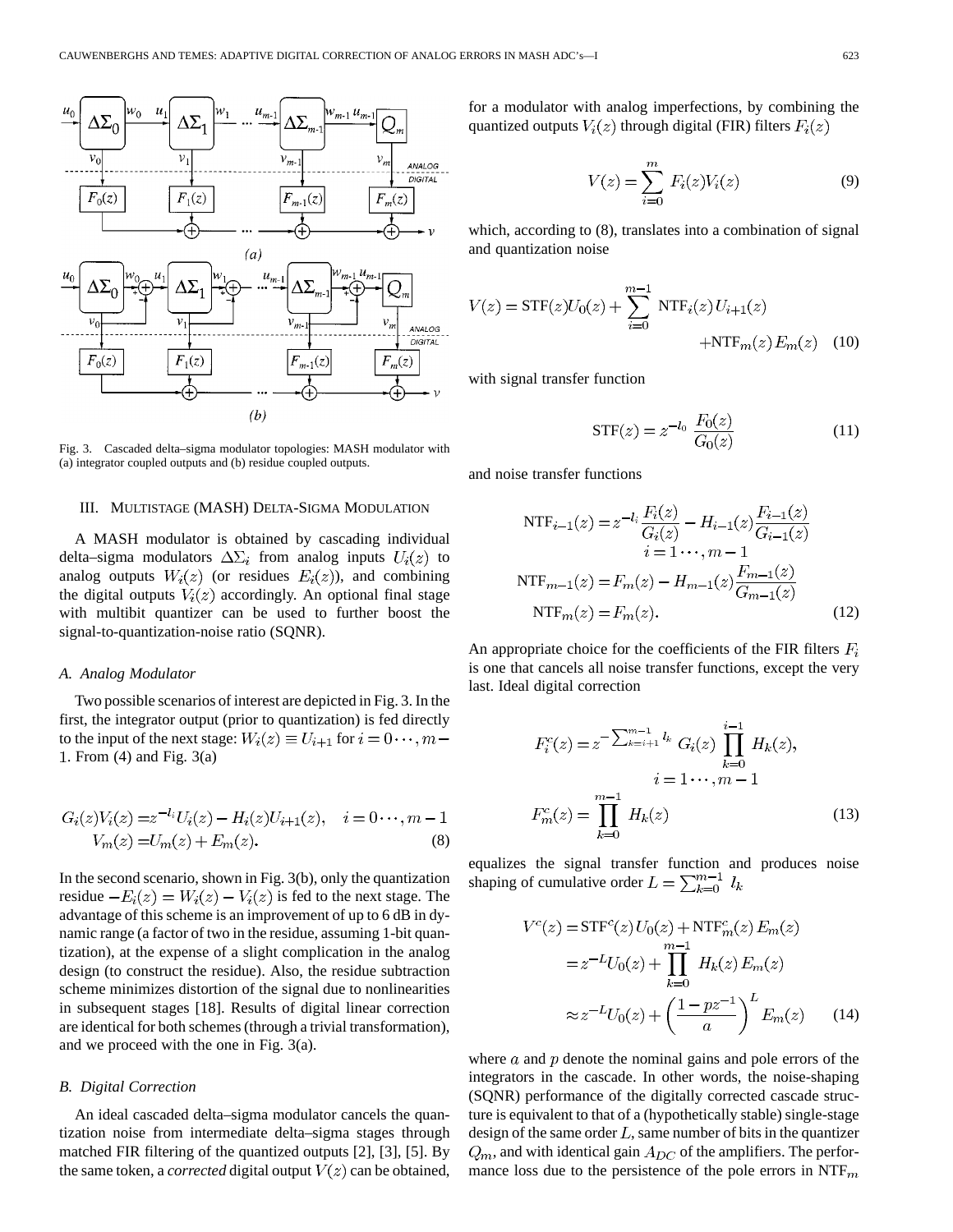Fig. 3. Cascaded delta–sigma modulator topologies: MASH modulator with (a) integrator coupled outputs and (b) residue coupled outputs.

## III. Multistage (MASH) Delta-Sigma Modulation

A MASH modulator is obtained by cascading individual delta–sigma modulators $\Delta\Sigma_i$ from analog inputs $U_i(z)$ to analog outputs $W_i(z)$ (or residues $E_i(z)$), and combining the digital outputs $V_i(z)$ accordingly. An optional final stage with multibit quantizer can be used to further boost the signal-to-quantization-noise ratio (SQNR).

### A. Analog Modulator

Two possible scenarios of interest are depicted in Fig. 3. In the first, the integrator output (prior to quantization) is fed directly to the input of the next stage: $W_i(z) \equiv U_{i+1}$ for $i = 0 \cdots, m-1$. From (4) and Fig. 3(a)

$$
\begin{aligned}
G_i(z)V_i(z) &= z^{-l_i}U_i(z) - H_i(z)U_{i+1}(z), \quad i = 0 \cdots, m-1 \\
V_m(z) &= U_m(z) + E_m(z).
\end{aligned} \tag{8}
$$

In the second scenario, shown in Fig. 3(b), only the quantization residue $-E_i(z) = W_i(z) - V_i(z)$ is fed to the next stage. The advantage of this scheme is an improvement of up to 6 dB in dynamic range (a factor of two in the residue, assuming 1-bit quantization), at the expense of a slight complication in the analog design (to construct the residue). Also, the residue subtraction scheme minimizes distortion of the signal due to nonlinearities in subsequent stages [18]. Results of digital linear correction are identical for both schemes (through a trivial transformation), and we proceed with the one in Fig. 3(a).

### B. Digital Correction

An ideal cascaded delta–sigma modulator cancels the quantization noise from intermediate delta–sigma stages through matched FIR filtering of the quantized outputs [2], [3], [5]. By the same token, a *corrected* digital output $V(z)$ can be obtained, for a modulator with analog imperfections, by combining the quantized outputs $V_i(z)$ through digital (FIR) filters $F_i(z)$

$$
V(z) = \sum_{i=0}^{m} F_i(z)V_i(z) \tag{9}
$$

which, according to (8), translates into a combination of signal and quantization noise

$$
V(z) = \mathrm{STF}(z)U_0(z) + \sum_{i=0}^{m-1} \mathrm{NTF}_i(z)U_{i+1}(z) + \mathrm{NTF}_m(z)E_m(z) \tag{10}
$$

with signal transfer function

$$
\mathrm{STF}(z) = z^{-l_0} \frac{F_0(z)}{G_0(z)} \tag{11}
$$

and noise transfer functions

$$
\begin{aligned}
\mathrm{NTF}_{i-1}(z) &= z^{-l_i}\frac{F_i(z)}{G_i(z)} - H_{i-1}(z)\frac{F_{i-1}(z)}{G_{i-1}(z)} \\
&\qquad i = 1 \cdots, m-1 \\
\mathrm{NTF}_{m-1}(z) &= F_m(z) - H_{m-1}(z)\frac{F_{m-1}(z)}{G_{m-1}(z)} \\
\mathrm{NTF}_m(z) &= F_m(z).
\end{aligned} \tag{12}
$$

An appropriate choice for the coefficients of the FIR filters $F_i$ is one that cancels all noise transfer functions, except the very last. Ideal digital correction

$$
\begin{aligned}
F_i^c(z) &= z^{-\sum_{k=i+1}^{m-1} l_k}\, G_i(z) \prod_{k=0}^{i-1} H_k(z), \\
&\qquad i = 1 \cdots, m-1 \\
F_m^c(z) &= \prod_{k=0}^{m-1} H_k(z)
\end{aligned} \tag{13}
$$

equalizes the signal transfer function and produces noise shaping of cumulative order $L = \sum_{k=0}^{m-1} l_k$

$$
\begin{aligned}
V^c(z) &= \mathrm{STF}^c(z)U_0(z) + \mathrm{NTF}_m^c(z)E_m(z) \\
&= z^{-L}U_0(z) + \prod_{k=0}^{m-1} H_k(z)E_m(z) \\
&\approx z^{-L}U_0(z) + \left(\frac{1-pz^{-1}}{a}\right)^L E_m(z)
\end{aligned} \tag{14}
$$

where $a$ and $p$ denote the nominal gains and pole errors of the integrators in the cascade. In other words, the noise-shaping (SQNR) performance of the digitally corrected cascade structure is equivalent to that of a (hypothetically stable) single-stage design of the same order $L$, same number of bits in the quantizer $Q_m$, and with identical gain $A_{DC}$ of the amplifiers. The performance loss due to the persistence of the pole errors in $\mathrm{NTF}_m$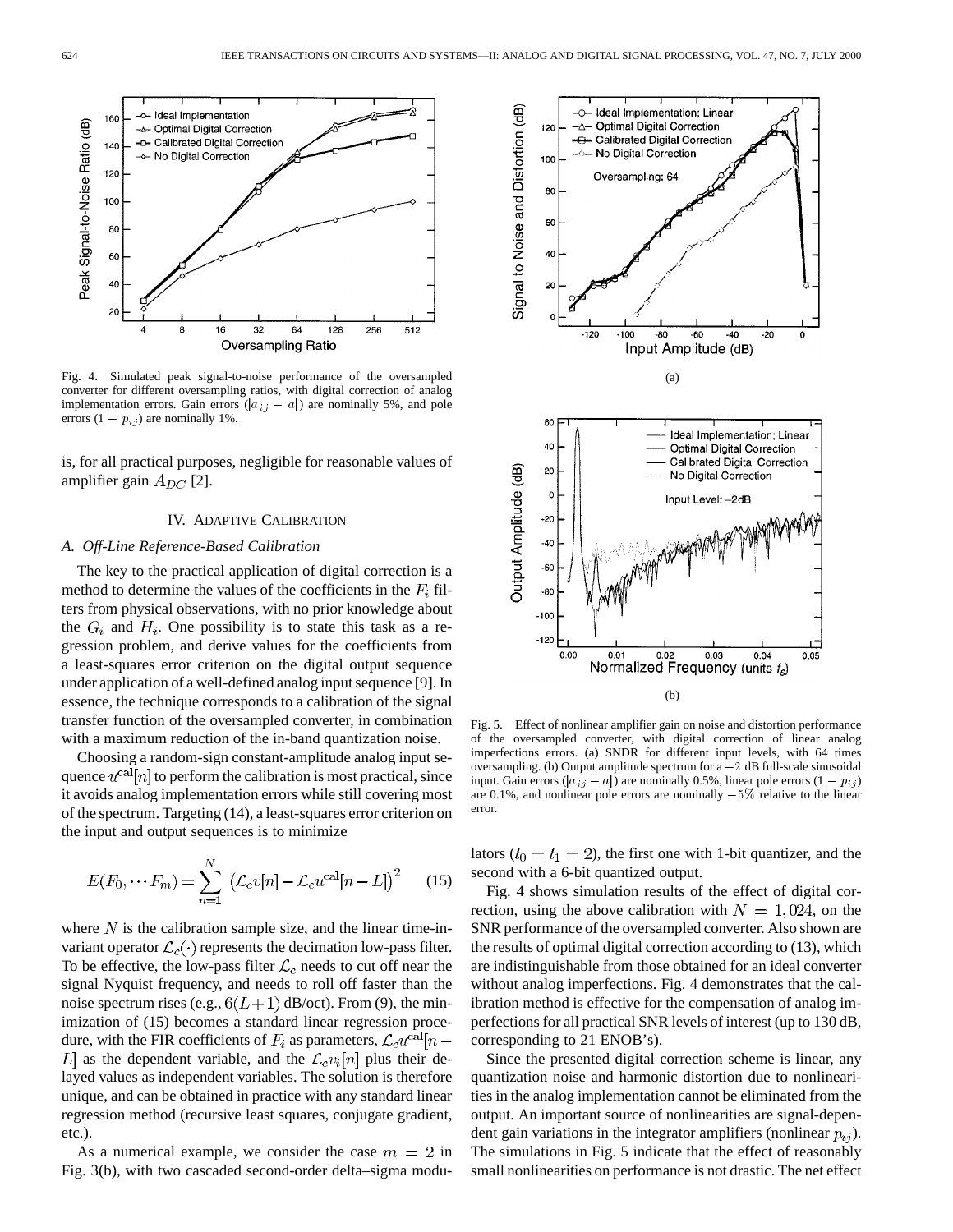Fig. 4. Simulated peak signal-to-noise performance of the oversampled converter for different oversampling ratios, with digital correction of analog implementation errors. Gain errors ($|a_{ij} - a|$) are nominally 5%, and pole errors ($1 - p_{ij}$) are nominally 1%.

is, for all practical purposes, negligible for reasonable values of amplifier gain $A_{DC}$ [2].

## IV. Adaptive Calibration

### A. Off-Line Reference-Based Calibration

The key to the practical application of digital correction is a method to determine the values of the coefficients in the $F_i$ filters from physical observations, with no prior knowledge about the $G_i$ and $H_i$. One possibility is to state this task as a regression problem, and derive values for the coefficients from a least-squares error criterion on the digital output sequence under application of a well-defined analog input sequence [9]. In essence, the technique corresponds to a calibration of the signal transfer function of the oversampled converter, in combination with a maximum reduction of the in-band quantization noise.

Choosing a random-sign constant-amplitude analog input sequence $u^{\text{cal}}[n]$ to perform the calibration is most practical, since it avoids analog implementation errors while still covering most of the spectrum. Targeting (14), a least-squares error criterion on the input and output sequences is to minimize

$$E(F_0, \cdots F_m) = \sum_{n=1}^{N} \left(\mathcal{L}_c v[n] - \mathcal{L}_c u^{\text{cal}}[n-L]\right)^2 \qquad (15)$$

where $N$ is the calibration sample size, and the linear time-invariant operator $\mathcal{L}_c(\cdot)$ represents the decimation low-pass filter. To be effective, the low-pass filter $\mathcal{L}_c$ needs to cut off near the signal Nyquist frequency, and needs to roll off faster than the noise spectrum rises (e.g., $6(L+1)$ dB/oct). From (9), the minimization of (15) becomes a standard linear regression procedure, with the FIR coefficients of $F_i$ as parameters, $\mathcal{L}_c u^{\text{cal}}[n-L]$ as the dependent variable, and the $\mathcal{L}_c v_i[n]$ plus their delayed values as independent variables. The solution is therefore unique, and can be obtained in practice with any standard linear regression method (recursive least squares, conjugate gradient, etc.).

As a numerical example, we consider the case $m = 2$ in Fig. 3(b), with two cascaded second-order delta–sigma modulators ($l_0 = l_1 = 2$), the first one with 1-bit quantizer, and the second with a 6-bit quantized output.

Fig. 5. Effect of nonlinear amplifier gain on noise and distortion performance of the oversampled converter, with digital correction of linear analog imperfections errors. (a) SNDR for different input levels, with 64 times oversampling. (b) Output amplitude spectrum for a $-2$ dB full-scale sinusoidal input. Gain errors ($|a_{ij} - a|$) are nominally 0.5%, linear pole errors ($1 - p_{ij}$) are 0.1%, and nonlinear pole errors are nominally $-5\%$ relative to the linear error.

Fig. 4 shows simulation results of the effect of digital correction, using the above calibration with $N = 1,024$, on the SNR performance of the oversampled converter. Also shown are the results of optimal digital correction according to (13), which are indistinguishable from those obtained for an ideal converter without analog imperfections. Fig. 4 demonstrates that the calibration method is effective for the compensation of analog imperfections for all practical SNR levels of interest (up to 130 dB, corresponding to 21 ENOB's).

Since the presented digital correction scheme is linear, any quantization noise and harmonic distortion due to nonlinearities in the analog implementation cannot be eliminated from the output. An important source of nonlinearities are signal-dependent gain variations in the integrator amplifiers (nonlinear $p_{ij}$). The simulations in Fig. 5 indicate that the effect of reasonably small nonlinearities on performance is not drastic. The net effect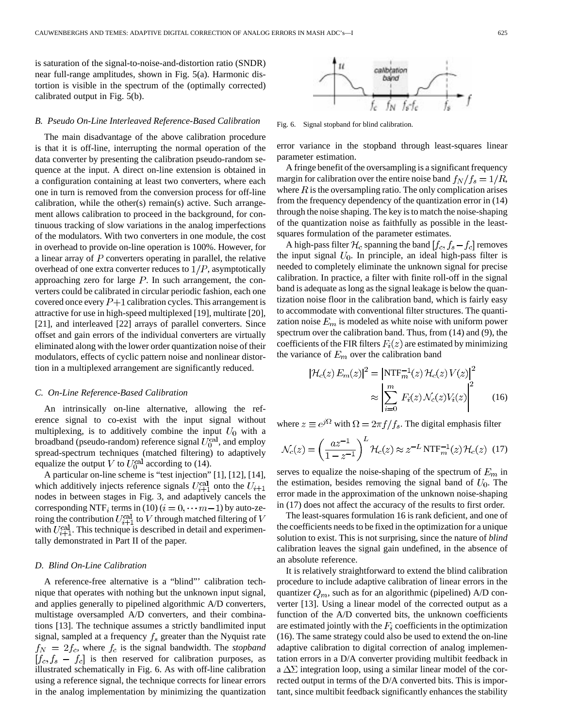is saturation of the signal-to-noise-and-distortion ratio (SNDR) near full-range amplitudes, shown in Fig. 5(a). Harmonic distortion is visible in the spectrum of the (optimally corrected) calibrated output in Fig. 5(b).

### B. Pseudo On-Line Interleaved Reference-Based Calibration

The main disadvantage of the above calibration procedure is that it is off-line, interrupting the normal operation of the data converter by presenting the calibration pseudo-random sequence at the input. A direct on-line extension is obtained in a configuration containing at least two converters, where each one in turn is removed from the conversion process for off-line calibration, while the other(s) remain(s) active. Such arrangement allows calibration to proceed in the background, for continuous tracking of slow variations in the analog imperfections of the modulators. With two converters in one module, the cost in overhead to provide on-line operation is 100%. However, for a linear array of $P$ converters operating in parallel, the relative overhead of one extra converter reduces to $1/P$, asymptotically approaching zero for large $P$. In such arrangement, the converters could be calibrated in circular periodic fashion, each one covered once every $P+1$ calibration cycles. This arrangement is attractive for use in high-speed multiplexed [19], multirate [20], [21], and interleaved [22] arrays of parallel converters. Since offset and gain errors of the individual converters are virtually eliminated along with the lower order quantization noise of their modulators, effects of cyclic pattern noise and nonlinear distortion in a multiplexed arrangement are significantly reduced.

### C. On-Line Reference-Based Calibration

An intrinsically on-line alternative, allowing the reference signal to co-exist with the input signal without multiplexing, is to additively combine the input $U_0$ with a broadband (pseudo-random) reference signal $U_0^{\mathrm{cal}}$, and employ spread-spectrum techniques (matched filtering) to adaptively equalize the output $V$ to $U_0^{\mathrm{cal}}$ according to (14).

A particular on-line scheme is "test injection" [1], [12], [14], which additively injects reference signals $U_{i+1}^{\mathrm{cal}}$ onto the $U_{i+1}$ nodes in between stages in Fig. 3, and adaptively cancels the corresponding $\mathrm{NTF}_i$ terms in (10) ($i = 0, \cdots m-1$) by auto-zeroing the contribution $U_{i+1}^{\mathrm{cal}}$ to $V$ through matched filtering of $V$ with $U_{i+1}^{\mathrm{cal}}$. This technique is described in detail and experimentally demonstrated in Part II of the paper.

### D. Blind On-Line Calibration

A reference-free alternative is a "blind"' calibration technique that operates with nothing but the unknown input signal, and applies generally to pipelined algorithmic A/D converters, multistage oversampled A/D converters, and their combinations [13]. The technique assumes a strictly bandlimited input signal, sampled at a frequency $f_s$ greater than the Nyquist rate $f_N = 2f_c$, where $f_c$ is the signal bandwidth. The *stopband* $[f_c, f_s - f_c]$ is then reserved for calibration purposes, as illustrated schematically in Fig. 6. As with off-line calibration using a reference signal, the technique corrects for linear errors in the analog implementation by minimizing the quantization error variance in the stopband through least-squares linear parameter estimation.

Fig. 6. Signal stopband for blind calibration.

A fringe benefit of the oversampling is a significant frequency margin for calibration over the entire noise band $f_N/f_s = 1/R$, where $R$ is the oversampling ratio. The only complication arises from the frequency dependency of the quantization error in (14) through the noise shaping. The key is to match the noise-shaping of the quantization noise as faithfully as possible in the least-squares formulation of the parameter estimates.

A high-pass filter $\mathcal{H}_c$ spanning the band $[f_c, f_s - f_c]$ removes the input signal $U_0$. In principle, an ideal high-pass filter is needed to completely eliminate the unknown signal for precise calibration. In practice, a filter with finite roll-off in the signal band is adequate as long as the signal leakage is below the quantization noise floor in the calibration band, which is fairly easy to accommodate with conventional filter structures. The quantization noise $E_m$ is modeled as white noise with uniform power spectrum over the calibration band. Thus, from (14) and (9), the coefficients of the FIR filters $F_i(z)$ are estimated by minimizing the variance of $E_m$ over the calibration band

$$
\begin{aligned}
|\mathcal{H}_c(z)\, E_m(z)|^2 &= \left|\mathrm{NTF}_m^{-1}(z)\, \mathcal{H}_c(z)\, V(z)\right|^2 \\
&\approx \left|\sum_{i=0}^{m} F_i(z)\, \mathcal{N}_c(z) V_i(z)\right|^2 \qquad (16)
\end{aligned}
$$

where $z \equiv e^{j\Omega}$ with $\Omega = 2\pi f/f_s$. The digital emphasis filter

$$
\mathcal{N}_c(z) = \left(\frac{a z^{-1}}{1 - z^{-1}}\right)^L \mathcal{H}_c(z) \approx z^{-L}\, \mathrm{NTF}_m^{-1}(z)\, \mathcal{H}_c(z) \quad (17)
$$

serves to equalize the noise-shaping of the spectrum of $E_m$ in the estimation, besides removing the signal band of $U_0$. The error made in the approximation of the unknown noise-shaping in (17) does not affect the accuracy of the results to first order.

The least-squares formulation 16 is rank deficient, and one of the coefficients needs to be fixed in the optimization for a unique solution to exist. This is not surprising, since the nature of *blind* calibration leaves the signal gain undefined, in the absence of an absolute reference.

It is relatively straightforward to extend the blind calibration procedure to include adaptive calibration of linear errors in the quantizer $Q_m$, such as for an algorithmic (pipelined) A/D converter [13]. Using a linear model of the corrected output as a function of the A/D converted bits, the unknown coefficients are estimated jointly with the $F_i$ coefficients in the optimization (16). The same strategy could also be used to extend the on-line adaptive calibration to digital correction of analog implementation errors in a D/A converter providing multibit feedback in a $\Delta\Sigma$ integration loop, using a similar linear model of the corrected output in terms of the D/A converted bits. This is important, since multibit feedback significantly enhances the stability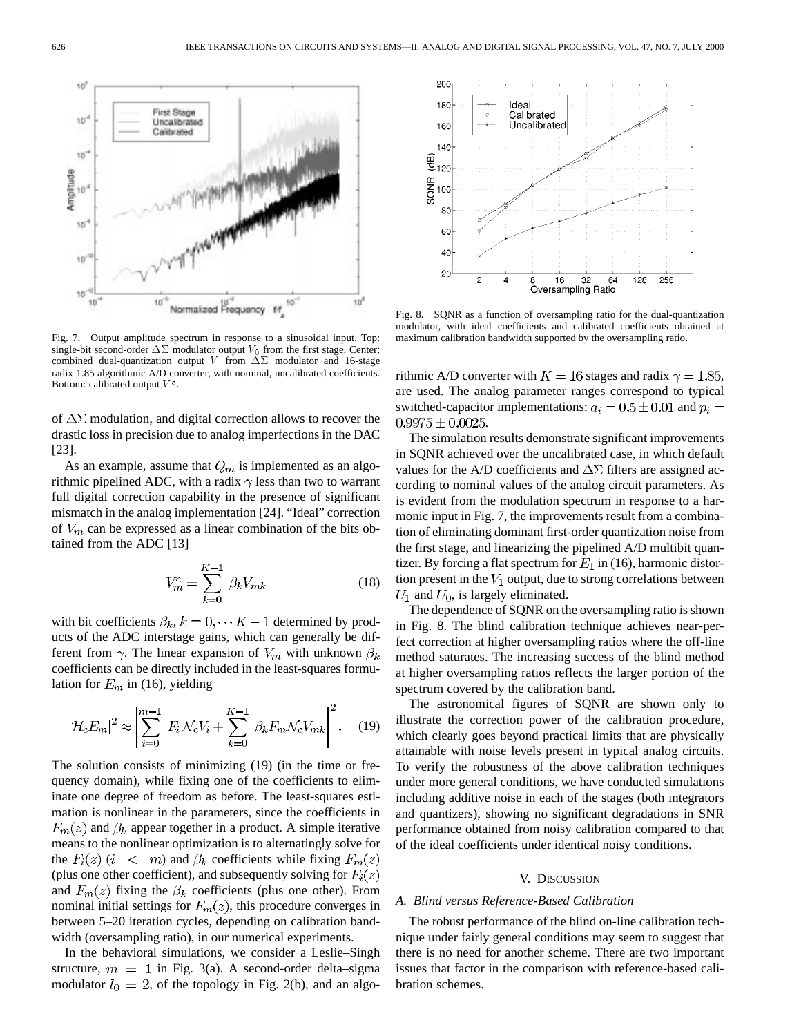Fig. 7. Output amplitude spectrum in response to a sinusoidal input. Top: single-bit second-order $\Delta\Sigma$ modulator output $V_0$ from the first stage. Center: combined dual-quantization output $V$ from $\Delta\Sigma$ modulator and 16-stage radix 1.85 algorithmic A/D converter, with nominal, uncalibrated coefficients. Bottom: calibrated output $V^c$.

Fig. 8. SQNR as a function of oversampling ratio for the dual-quantization modulator, with ideal coefficients and calibrated coefficients obtained at maximum calibration bandwidth supported by the oversampling ratio.

of $\Delta\Sigma$ modulation, and digital correction allows to recover the drastic loss in precision due to analog imperfections in the DAC [23].

As an example, assume that $Q_m$ is implemented as an algorithmic pipelined ADC, with a radix $\gamma$ less than two to warrant full digital correction capability in the presence of significant mismatch in the analog implementation [24]. "Ideal" correction of $V_m$ can be expressed as a linear combination of the bits obtained from the ADC [13]

$$V_m^c = \sum_{k=0}^{K-1} \beta_k V_{mk} \tag{18}$$

with bit coefficients $\beta_k, k = 0, \cdots K-1$ determined by products of the ADC interstage gains, which can generally be different from $\gamma$. The linear expansion of $V_m$ with unknown $\beta_k$ coefficients can be directly included in the least-squares formulation for $E_m$ in (16), yielding

$$|\mathcal{H}_c E_m|^2 \approx \left| \sum_{i=0}^{m-1} F_i \mathcal{N}_c V_i + \sum_{k=0}^{K-1} \beta_k F_m \mathcal{N}_c V_{mk} \right|^2. \tag{19}$$

The solution consists of minimizing (19) (in the time or frequency domain), while fixing one of the coefficients to eliminate one degree of freedom as before. The least-squares estimation is nonlinear in the parameters, since the coefficients in $F_m(z)$ and $\beta_k$ appear together in a product. A simple iterative means to the nonlinear optimization is to alternatingly solve for the $F_i(z)$ $(i < m)$ and $\beta_k$ coefficients while fixing $F_m(z)$ (plus one other coefficient), and subsequently solving for $F_i(z)$ and $F_m(z)$ fixing the $\beta_k$ coefficients (plus one other). From nominal initial settings for $F_m(z)$, this procedure converges in between 5–20 iteration cycles, depending on calibration bandwidth (oversampling ratio), in our numerical experiments.

In the behavioral simulations, we consider a Leslie–Singh structure, $m = 1$ in Fig. 3(a). A second-order delta–sigma modulator $l_0 = 2$, of the topology in Fig. 2(b), and an algorithmic A/D converter with $K = 16$ stages and radix $\gamma = 1.85$, are used. The analog parameter ranges correspond to typical switched-capacitor implementations: $a_i = 0.5 \pm 0.01$ and $p_i = 0.9975 \pm 0.0025$.

The simulation results demonstrate significant improvements in SQNR achieved over the uncalibrated case, in which default values for the A/D coefficients and $\Delta\Sigma$ filters are assigned according to nominal values of the analog circuit parameters. As is evident from the modulation spectrum in response to a harmonic input in Fig. 7, the improvements result from a combination of eliminating dominant first-order quantization noise from the first stage, and linearizing the pipelined A/D multibit quantizer. By forcing a flat spectrum for $E_1$ in (16), harmonic distortion present in the $V_1$ output, due to strong correlations between $U_1$ and $U_0$, is largely eliminated.

The dependence of SQNR on the oversampling ratio is shown in Fig. 8. The blind calibration technique achieves near-perfect correction at higher oversampling ratios where the off-line method saturates. The increasing success of the blind method at higher oversampling ratios reflects the larger portion of the spectrum covered by the calibration band.

The astronomical figures of SQNR are shown only to illustrate the correction power of the calibration procedure, which clearly goes beyond practical limits that are physically attainable with noise levels present in typical analog circuits. To verify the robustness of the above calibration techniques under more general conditions, we have conducted simulations including additive noise in each of the stages (both integrators and quantizers), showing no significant degradations in SNR performance obtained from noisy calibration compared to that of the ideal coefficients under identical noisy conditions.

## V. Discussion

### A. Blind versus Reference-Based Calibration

The robust performance of the blind on-line calibration technique under fairly general conditions may seem to suggest that there is no need for another scheme. There are two important issues that factor in the comparison with reference-based calibration schemes.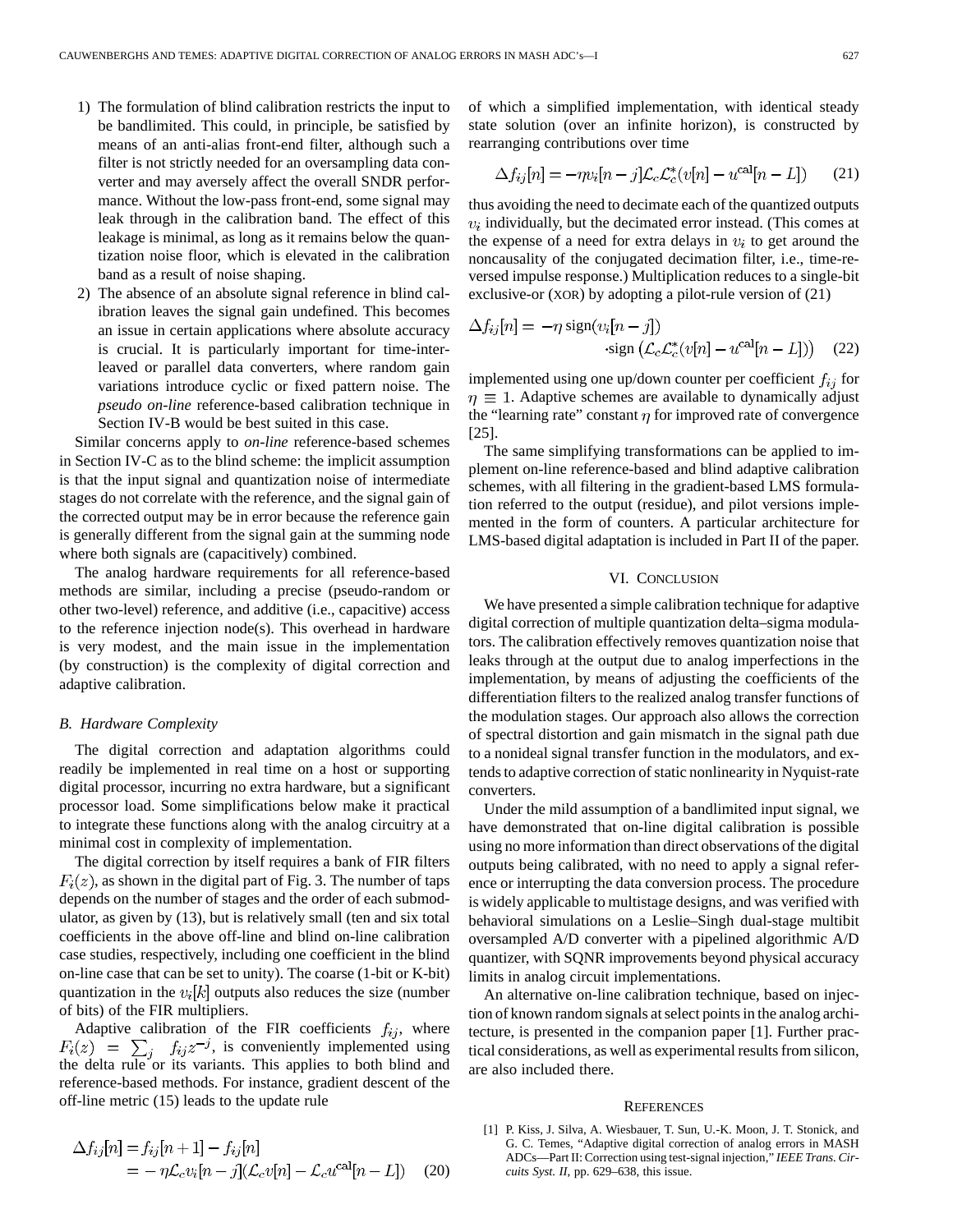1. The formulation of blind calibration restricts the input to be bandlimited. This could, in principle, be satisfied by means of an anti-alias front-end filter, although such a filter is not strictly needed for an oversampling data converter and may aversely affect the overall SNDR performance. Without the low-pass front-end, some signal may leak through in the calibration band. The effect of this leakage is minimal, as long as it remains below the quantization noise floor, which is elevated in the calibration band as a result of noise shaping.
2. The absence of an absolute signal reference in blind calibration leaves the signal gain undefined. This becomes an issue in certain applications where absolute accuracy is crucial. It is particularly important for time-interleaved or parallel data converters, where random gain variations introduce cyclic or fixed pattern noise. The *pseudo on-line* reference-based calibration technique in Section IV-B would be best suited in this case.

Similar concerns apply to *on-line* reference-based schemes in Section IV-C as to the blind scheme: the implicit assumption is that the input signal and quantization noise of intermediate stages do not correlate with the reference, and the signal gain of the corrected output may be in error because the reference gain is generally different from the signal gain at the summing node where both signals are (capacitively) combined.

The analog hardware requirements for all reference-based methods are similar, including a precise (pseudo-random or other two-level) reference, and additive (i.e., capacitive) access to the reference injection node(s). This overhead in hardware is very modest, and the main issue in the implementation (by construction) is the complexity of digital correction and adaptive calibration.

### B. Hardware Complexity

The digital correction and adaptation algorithms could readily be implemented in real time on a host or supporting digital processor, incurring no extra hardware, but a significant processor load. Some simplifications below make it practical to integrate these functions along with the analog circuitry at a minimal cost in complexity of implementation.

The digital correction by itself requires a bank of FIR filters $F_i(z)$, as shown in the digital part of Fig. 3. The number of taps depends on the number of stages and the order of each submodulator, as given by (13), but is relatively small (ten and six total coefficients in the above off-line and blind on-line calibration case studies, respectively, including one coefficient in the blind on-line case that can be set to unity). The coarse (1-bit or K-bit) quantization in the $v_i[k]$ outputs also reduces the size (number of bits) of the FIR multipliers.

Adaptive calibration of the FIR coefficients $f_{ij}$, where $F_i(z) = \sum_j f_{ij} z^{-j}$, is conveniently implemented using the delta rule or its variants. This applies to both blind and reference-based methods. For instance, gradient descent of the off-line metric (15) leads to the update rule

$$\begin{aligned}\Delta f_{ij}[n] &= f_{ij}[n+1] - f_{ij}[n] \\ &= -\eta \mathcal{L}_c v_i[n-j](\mathcal{L}_c v[n] - \mathcal{L}_c u^{\text{cal}}[n-L])\end{aligned} \quad (20)$$

of which a simplified implementation, with identical steady state solution (over an infinite horizon), is constructed by rearranging contributions over time

$$\Delta f_{ij}[n] = -\eta v_i[n-j] \mathcal{L}_c \mathcal{L}_c^* (v[n] - u^{\text{cal}}[n-L]) \quad (21)$$

thus avoiding the need to decimate each of the quantized outputs $v_i$ individually, but the decimated error instead. (This comes at the expense of a need for extra delays in $v_i$ to get around the noncausality of the conjugated decimation filter, i.e., time-reversed impulse response.) Multiplication reduces to a single-bit exclusive-or (XOR) by adopting a pilot-rule version of (21)

$$\begin{aligned}\Delta f_{ij}[n] = &-\eta \,\text{sign}(v_i[n-j]) \\ &\cdot \text{sign}\left(\mathcal{L}_c \mathcal{L}_c^* (v[n] - u^{\text{cal}}[n-L])\right)\end{aligned} \quad (22)$$

implemented using one up/down counter per coefficient $f_{ij}$ for $\eta \equiv 1$. Adaptive schemes are available to dynamically adjust the "learning rate" constant $\eta$ for improved rate of convergence [25].

The same simplifying transformations can be applied to implement on-line reference-based and blind adaptive calibration schemes, with all filtering in the gradient-based LMS formulation referred to the output (residue), and pilot versions implemented in the form of counters. A particular architecture for LMS-based digital adaptation is included in Part II of the paper.

## VI. Conclusion

We have presented a simple calibration technique for adaptive digital correction of multiple quantization delta–sigma modulators. The calibration effectively removes quantization noise that leaks through at the output due to analog imperfections in the implementation, by means of adjusting the coefficients of the differentiation filters to the realized analog transfer functions of the modulation stages. Our approach also allows the correction of spectral distortion and gain mismatch in the signal path due to a nonideal signal transfer function in the modulators, and extends to adaptive correction of static nonlinearity in Nyquist-rate converters.

Under the mild assumption of a bandlimited input signal, we have demonstrated that on-line digital calibration is possible using no more information than direct observations of the digital outputs being calibrated, with no need to apply a signal reference or interrupting the data conversion process. The procedure is widely applicable to multistage designs, and was verified with behavioral simulations on a Leslie–Singh dual-stage multibit oversampled A/D converter with a pipelined algorithmic A/D quantizer, with SQNR improvements beyond physical accuracy limits in analog circuit implementations.

An alternative on-line calibration technique, based on injection of known random signals at select points in the analog architecture, is presented in the companion paper [1]. Further practical considerations, as well as experimental results from silicon, are also included there.

## References

[1] P. Kiss, J. Silva, A. Wiesbauer, T. Sun, U.-K. Moon, J. T. Stonick, and G. C. Temes, "Adaptive digital correction of analog errors in MASH ADCs—Part II: Correction using test-signal injection," *IEEE Trans. Circuits Syst. II*, pp. 629–638, this issue.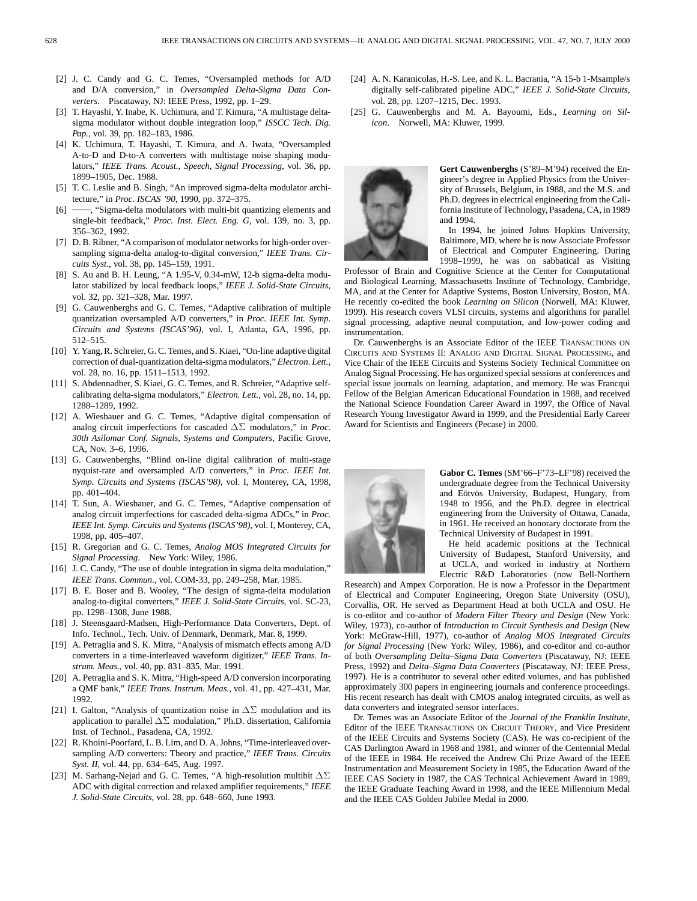[2] J. C. Candy and G. C. Temes, "Oversampled methods for A/D and D/A conversion," in *Oversampled Delta-Sigma Data Converters*. Piscataway, NJ: IEEE Press, 1992, pp. 1–29.

[3] T. Hayashi, Y. Inabe, K. Uchimura, and T. Kimura, "A multistage delta-sigma modulator without double integration loop," *ISSCC Tech. Dig. Pap.*, vol. 39, pp. 182–183, 1986.

[4] K. Uchimura, T. Hayashi, T. Kimura, and A. Iwata, "Oversampled A-to-D and D-to-A converters with multistage noise shaping modulators," *IEEE Trans. Acoust., Speech, Signal Processing*, vol. 36, pp. 1899–1905, Dec. 1988.

[5] T. C. Leslie and B. Singh, "An improved sigma-delta modulator architecture," in *Proc. ISCAS '90*, 1990, pp. 372–375.

[6] ——, "Sigma-delta modulators with multi-bit quantizing elements and single-bit feedback," *Proc. Inst. Elect. Eng. G*, vol. 139, no. 3, pp. 356–362, 1992.

[7] D. B. Ribner, "A comparison of modulator networks for high-order oversampling sigma-delta analog-to-digital conversion," *IEEE Trans. Circuits Syst.*, vol. 38, pp. 145–159, 1991.

[8] S. Au and B. H. Leung, "A 1.95-V, 0.34-mW, 12-b sigma-delta modulator stabilized by local feedback loops," *IEEE J. Solid-State Circuits*, vol. 32, pp. 321–328, Mar. 1997.

[9] G. Cauwenberghs and G. C. Temes, "Adaptive calibration of multiple quantization oversampled A/D converters," in *Proc. IEEE Int. Symp. Circuits and Systems (ISCAS'96)*, vol. I, Atlanta, GA, 1996, pp. 512–515.

[10] Y. Yang, R. Schreier, G. C. Temes, and S. Kiaei, "On-line adaptive digital correction of dual-quantization delta-sigma modulators," *Electron. Lett.*, vol. 28, no. 16, pp. 1511–1513, 1992.

[11] S. Abdennadher, S. Kiaei, G. C. Temes, and R. Schreier, "Adaptive self-calibrating delta-sigma modulators," *Electron. Lett.*, vol. 28, no. 14, pp. 1288–1289, 1992.

[12] A. Wiesbauer and G. C. Temes, "Adaptive digital compensation of analog circuit imperfections for cascaded $\Delta\Sigma$ modulators," in *Proc. 30th Asilomar Conf. Signals, Systems and Computers*, Pacific Grove, CA, Nov. 3–6, 1996.

[13] G. Cauwenberghs, "Blind on-line digital calibration of multi-stage nyquist-rate and oversampled A/D converters," in *Proc. IEEE Int. Symp. Circuits and Systems (ISCAS'98)*, vol. I, Monterey, CA, 1998, pp. 401–404.

[14] T. Sun, A. Wiesbauer, and G. C. Temes, "Adaptive compensation of analog circuit imperfections for cascaded delta-sigma ADCs," in *Proc. IEEE Int. Symp. Circuits and Systems (ISCAS'98)*, vol. I, Monterey, CA, 1998, pp. 405–407.

[15] R. Gregorian and G. C. Temes, *Analog MOS Integrated Circuits for Signal Processing*. New York: Wiley, 1986.

[16] J. C. Candy, "The use of double integration in sigma delta modulation," *IEEE Trans. Commun.*, vol. COM-33, pp. 249–258, Mar. 1985.

[17] B. E. Boser and B. Wooley, "The design of sigma-delta modulation analog-to-digital converters," *IEEE J. Solid-State Circuits*, vol. SC-23, pp. 1298–1308, June 1988.

[18] J. Steensgaard-Madsen, High-Performance Data Converters, Dept. of Info. Technol., Tech. Univ. of Denmark, Denmark, Mar. 8, 1999.

[19] A. Petraglia and S. K. Mitra, "Analysis of mismatch effects among A/D converters in a time-interleaved waveform digitizer," *IEEE Trans. Instrum. Meas.*, vol. 40, pp. 831–835, Mar. 1991.

[20] A. Petraglia and S. K. Mitra, "High-speed A/D conversion incorporating a QMF bank," *IEEE Trans. Instrum. Meas.*, vol. 41, pp. 427–431, Mar. 1992.

[21] I. Galton, "Analysis of quantization noise in $\Delta\Sigma$ modulation and its application to parallel $\Delta\Sigma$ modulation," Ph.D. dissertation, California Inst. of Technol., Pasadena, CA, 1992.

[22] R. Khoini-Poorfard, L. B. Lim, and D. A. Johns, "Time-interleaved oversampling A/D converters: Theory and practice," *IEEE Trans. Circuits Syst. II*, vol. 44, pp. 634–645, Aug. 1997.

[23] M. Sarhang-Nejad and G. C. Temes, "A high-resolution multibit $\Delta\Sigma$ ADC with digital correction and relaxed amplifier requirements," *IEEE J. Solid-State Circuits*, vol. 28, pp. 648–660, June 1993.

[24] A. N. Karanicolas, H.-S. Lee, and K. L. Bacrania, "A 15-b 1-Msample/s digitally self-calibrated pipeline ADC," *IEEE J. Solid-State Circuits*, vol. 28, pp. 1207–1215, Dec. 1993.

[25] G. Cauwenberghs and M. A. Bayoumi, Eds., *Learning on Silicon*. Norwell, MA: Kluwer, 1999.

**Gert Cauwenberghs** (S'89–M'94) received the Engineer's degree in Applied Physics from the University of Brussels, Belgium, in 1988, and the M.S. and Ph.D. degrees in electrical engineering from the California Institute of Technology, Pasadena, CA, in 1989 and 1994.

In 1994, he joined Johns Hopkins University, Baltimore, MD, where he is now Associate Professor of Electrical and Computer Engineering. During 1998–1999, he was on sabbatical as Visiting Professor of Brain and Cognitive Science at the Center for Computational and Biological Learning, Massachusetts Institute of Technology, Cambridge, MA, and at the Center for Adaptive Systems, Boston University, Boston, MA. He recently co-edited the book *Learning on Silicon* (Norwell, MA: Kluwer, 1999). His research covers VLSI circuits, systems and algorithms for parallel signal processing, adaptive neural computation, and low-power coding and instrumentation.

Dr. Cauwenberghs is an Associate Editor of the IEEE TRANSACTIONS ON CIRCUITS AND SYSTEMS II: ANALOG AND DIGITAL SIGNAL PROCESSING, and Vice Chair of the IEEE Circuits and Systems Society Technical Committee on Analog Signal Processing. He has organized special sessions at conferences and special issue journals on learning, adaptation, and memory. He was Francqui Fellow of the Belgian American Educational Foundation in 1988, and received the National Science Foundation Career Award in 1997, the Office of Naval Research Young Investigator Award in 1999, and the Presidential Early Career Award for Scientists and Engineers (Pecase) in 2000.

**Gabor C. Temes** (SM'66–F'73–LF'98) received the undergraduate degree from the Technical University and Eötvös University, Budapest, Hungary, from 1948 to 1956, and the Ph.D. degree in electrical engineering from the University of Ottawa, Canada, in 1961. He received an honorary doctorate from the Technical University of Budapest in 1991.

He held academic positions at the Technical University of Budapest, Stanford University, and at UCLA, and worked in industry at Northern Electric R&D Laboratories (now Bell-Northern Research) and Ampex Corporation. He is now a Professor in the Department of Electrical and Computer Engineering, Oregon State University (OSU), Corvallis, OR. He served as Department Head at both UCLA and OSU. He is co-editor and co-author of *Modern Filter Theory and Design* (New York: Wiley, 1973), co-author of *Introduction to Circuit Synthesis and Design* (New York: McGraw-Hill, 1977), co-author of *Analog MOS Integrated Circuits for Signal Processing* (New York: Wiley, 1986), and co-editor and co-author of both *Oversampling Delta–Sigma Data Converters* (Piscataway, NJ: IEEE Press, 1992) and *Delta–Sigma Data Converters* (Piscataway, NJ: IEEE Press, 1997). He is a contributor to several other edited volumes, and has published approximately 300 papers in engineering journals and conference proceedings. His recent research has dealt with CMOS analog integrated circuits, as well as data converters and integrated sensor interfaces.

Dr. Temes was an Associate Editor of the *Journal of the Franklin Institute*, Editor of the IEEE TRANSACTIONS ON CIRCUIT THEORY, and Vice President of the IEEE Circuits and Systems Society (CAS). He was co-recipient of the CAS Darlington Award in 1968 and 1981, and winner of the Centennial Medal of the IEEE in 1984. He received the Andrew Chi Prize Award of the IEEE Instrumentation and Measurement Society in 1985, the Education Award of the IEEE CAS Society in 1987, the CAS Technical Achievement Award in 1989, the IEEE Graduate Teaching Award in 1998, and the IEEE Millennium Medal and the IEEE CAS Golden Jubilee Medal in 2000.